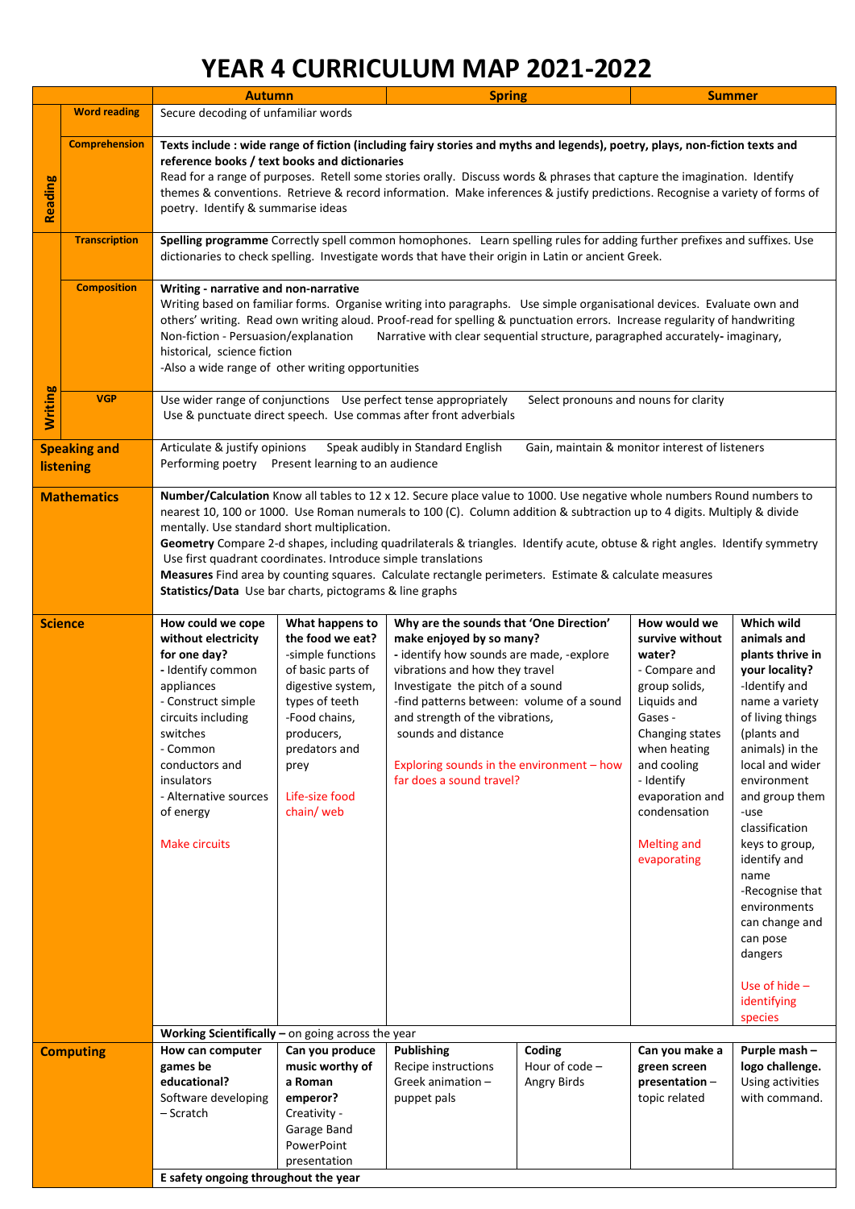# YEAR 4 CURRICULUM MAP 2021-2022

| | | Autumn | | Spring | | Summer | |
|---|---|---|---|---|---|---|---|
| Reading | Word reading | Secure decoding of unfamiliar words | | | | | |
| | Comprehension | **Texts include : wide range of fiction (including fairy stories and myths and legends), poetry, plays, non-fiction texts and reference books / text books and dictionaries** Read for a range of purposes. Retell some stories orally. Discuss words & phrases that capture the imagination. Identify themes & conventions. Retrieve & record information. Make inferences & justify predictions. Recognise a variety of forms of poetry. Identify & summarise ideas | | | | | |
| Writing | Transcription | **Spelling programme** Correctly spell common homophones. Learn spelling rules for adding further prefixes and suffixes. Use dictionaries to check spelling. Investigate words that have their origin in Latin or ancient Greek. | | | | | |
| | Composition | **Writing - narrative and non-narrative** Writing based on familiar forms. Organise writing into paragraphs. Use simple organisational devices. Evaluate own and others' writing. Read own writing aloud. Proof-read for spelling & punctuation errors. Increase regularity of handwriting Non-fiction - Persuasion/explanation Narrative with clear sequential structure, paragraphed accurately- imaginary, historical, science fiction -Also a wide range of other writing opportunities | | | | | |
| | VGP | Use wider range of conjunctions Use perfect tense appropriately Select pronouns and nouns for clarity Use & punctuate direct speech. Use commas after front adverbials | | | | | |
| **Speaking and listening** | | Articulate & justify opinions Speak audibly in Standard English Gain, maintain & monitor interest of listeners Performing poetry Present learning to an audience | | | | | |
| **Mathematics** | | **Number/Calculation** Know all tables to 12 x 12. Secure place value to 1000. Use negative whole numbers Round numbers to nearest 10, 100 or 1000. Use Roman numerals to 100 (C). Column addition & subtraction up to 4 digits. Multiply & divide mentally. Use standard short multiplication. **Geometry** Compare 2-d shapes, including quadrilaterals & triangles. Identify acute, obtuse & right angles. Identify symmetry Use first quadrant coordinates. Introduce simple translations **Measures** Find area by counting squares. Calculate rectangle perimeters. Estimate & calculate measures **Statistics/Data** Use bar charts, pictograms & line graphs | | | | | |
| **Science** | | **How could we cope without electricity for one day?** - Identify common appliances - Construct simple circuits including switches - Common conductors and insulators - Alternative sources of energy Make circuits | **What happens to the food we eat?** -simple functions of basic parts of digestive system, -types of teeth -Food chains, producers, predators and prey Life-size food chain/ web | **Why are the sounds that 'One Direction' make enjoyed by so many?** - identify how sounds are made, -explore vibrations and how they travel Investigate the pitch of a sound -find patterns between: volume of a sound and strength of the vibrations, sounds and distance Exploring sounds in the environment – how far does a sound travel? | | **How would we survive without water?** - Compare and group solids, Liquids and Gases - Changing states when heating and cooling - Identify evaporation and condensation Melting and evaporating | **Which wild animals and plants thrive in your locality?** -Identify and name a variety of living things (plants and animals) in the local and wider environment and group them -use classification keys to group, identify and name -Recognise that environments can change and can pose dangers Use of hide – identifying species |
| | | **Working Scientifically –** on going across the year | | | | | |
| **Computing** | | **How can computer games be educational?** Software developing – Scratch | **Can you produce music worthy of a Roman emperor?** Creativity - Garage Band PowerPoint presentation | **Publishing** Recipe instructions Greek animation – puppet pals | **Coding** Hour of code – Angry Birds | **Can you make a green screen presentation –** topic related | **Purple mash – logo challenge.** Using activities with command. |
| | | **E safety ongoing throughout the year** | | | | | |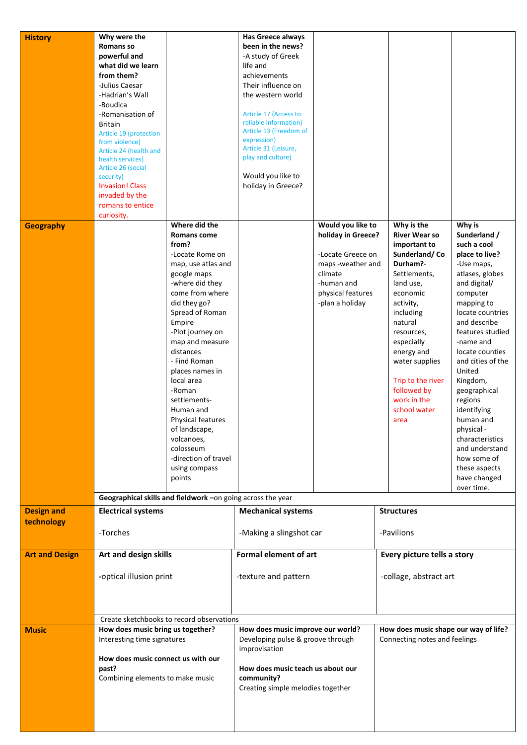| | | | | | | |
|---|---|---|---|---|---|---|
| **History** | **Why were the Romans so powerful and what did we learn from them?**<br>-Julius Caesar<br>-Hadrian's Wall<br>-Boudica<br>-Romanisation of Britain<br>Article 19 (protection from violence)<br>Article 24 (health and health services)<br>Article 26 (social security)<br>Invasion! Class invaded by the romans to entice curiosity. | | **Has Greece always been in the news?**<br>-A study of Greek life and achievements<br>Their influence on the western world<br>Article 17 (Access to reliable information)<br>Article 13 (Freedom of expression)<br>Article 31 (Leisure, play and culture)<br>Would you like to holiday in Greece? | | | |
| **Geography** | | **Where did the Romans come from?**<br>-Locate Rome on map, use atlas and google maps<br>-where did they come from where did they go? Spread of Roman Empire<br>-Plot journey on map and measure distances<br>- Find Roman places names in local area<br>-Roman settlements- Human and Physical features of landscape, volcanoes, colosseum<br>-direction of travel using compass points | | **Would you like to holiday in Greece?**<br>-Locate Greece on maps -weather and climate<br>-human and physical features<br>-plan a holiday | **Why is the River Wear so important to Sunderland/ Co Durham?**- Settlements, land use, economic activity, including natural resources, especially energy and water supplies<br>Trip to the river followed by work in the school water area | **Why is Sunderland / such a cool place to live?**<br>-Use maps, atlases, globes and digital/ computer mapping to locate countries and describe features studied<br>-name and locate counties and cities of the United Kingdom, geographical regions identifying human and physical - characteristics and understand how some of these aspects have changed over time. |
| | **Geographical skills and fieldwork** –on going across the year | | | | | |
| **Design and technology** | **Electrical systems**<br>-Torches | | **Mechanical systems**<br>-Making a slingshot car | | **Structures**<br>-Pavilions | |
| **Art and Design** | **Art and design skills**<br>-optical illusion print | | **Formal element of art**<br>-texture and pattern | | **Every picture tells a story**<br>-collage, abstract art | |
| | Create sketchbooks to record observations | | | | | |
| **Music** | **How does music bring us together?**<br>Interesting time signatures<br>**How does music connect us with our past?**<br>Combining elements to make music | | **How does music improve our world?**<br>Developing pulse & groove through improvisation<br>**How does music teach us about our community?**<br>Creating simple melodies together | | **How does music shape our way of life?**<br>Connecting notes and feelings | |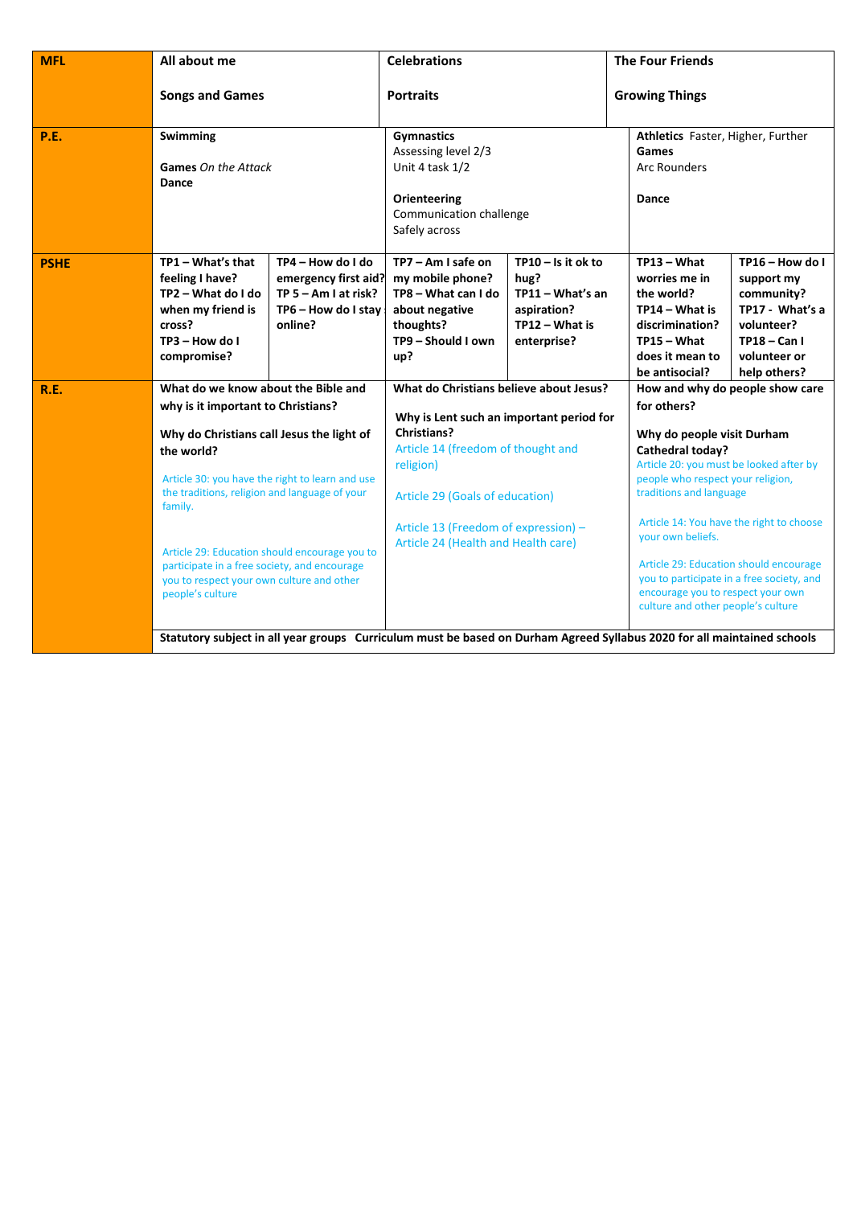| | | | | | | |
|---|---|---|---|---|---|---|
| **MFL** | **All about me**<br><br>**Songs and Games** | | **Celebrations**<br><br>**Portraits** | | **The Four Friends**<br><br>**Growing Things** | |
| **P.E.** | **Swimming**<br><br>**Games** *On the Attack*<br>**Dance** | | **Gymnastics**<br>Assessing level 2/3<br>Unit 4 task 1/2<br><br>**Orienteering**<br>Communication challenge<br>Safely across | | **Athletics** Faster, Higher, Further<br>**Games**<br>Arc Rounders<br><br>**Dance** | |
| **PSHE** | **TP1 – What's that feeling I have?**<br>**TP2 – What do I do when my friend is cross?**<br>**TP3 – How do I compromise?** | **TP4 – How do I do emergency first aid?**<br>**TP 5 – Am I at risk?**<br>**TP6 – How do I stay safe online?** | **TP7 – Am I safe on my mobile phone?**<br>**TP8 – What can I do about negative thoughts?**<br>**TP9 – Should I own up?** | **TP10 – Is it ok to hug?**<br>**TP11 – What's an aspiration?**<br>**TP12 – What is enterprise?** | **TP13 – What worries me in the world?**<br>**TP14 – What is discrimination?**<br>**TP15 – What does it mean to be antisocial?** | **TP16 – How do I support my community?**<br>**TP17 - What's a volunteer?**<br>**TP18 – Can I volunteer or help others?** |
| **R.E.** | **What do we know about the Bible and why is it important to Christians?**<br><br>**Why do Christians call Jesus the light of the world?**<br><br>Article 30: you have the right to learn and use the traditions, religion and language of your family.<br><br>Article 29: Education should encourage you to participate in a free society, and encourage you to respect your own culture and other people's culture | | **What do Christians believe about Jesus?**<br><br>**Why is Lent such an important period for Christians?**<br>Article 14 (freedom of thought and religion)<br><br>Article 29 (Goals of education)<br><br>Article 13 (Freedom of expression) – Article 24 (Health and Health care) | | **How and why do people show care for others?**<br><br>**Why do people visit Durham Cathedral today?**<br>Article 20: you must be looked after by people who respect your religion, traditions and language<br><br>Article 14: You have the right to choose your own beliefs.<br><br>Article 29: Education should encourage you to participate in a free society, and encourage you to respect your own culture and other people's culture | |
| | **Statutory subject in all year groups Curriculum must be based on Durham Agreed Syllabus 2020 for all maintained schools** | | | | | |